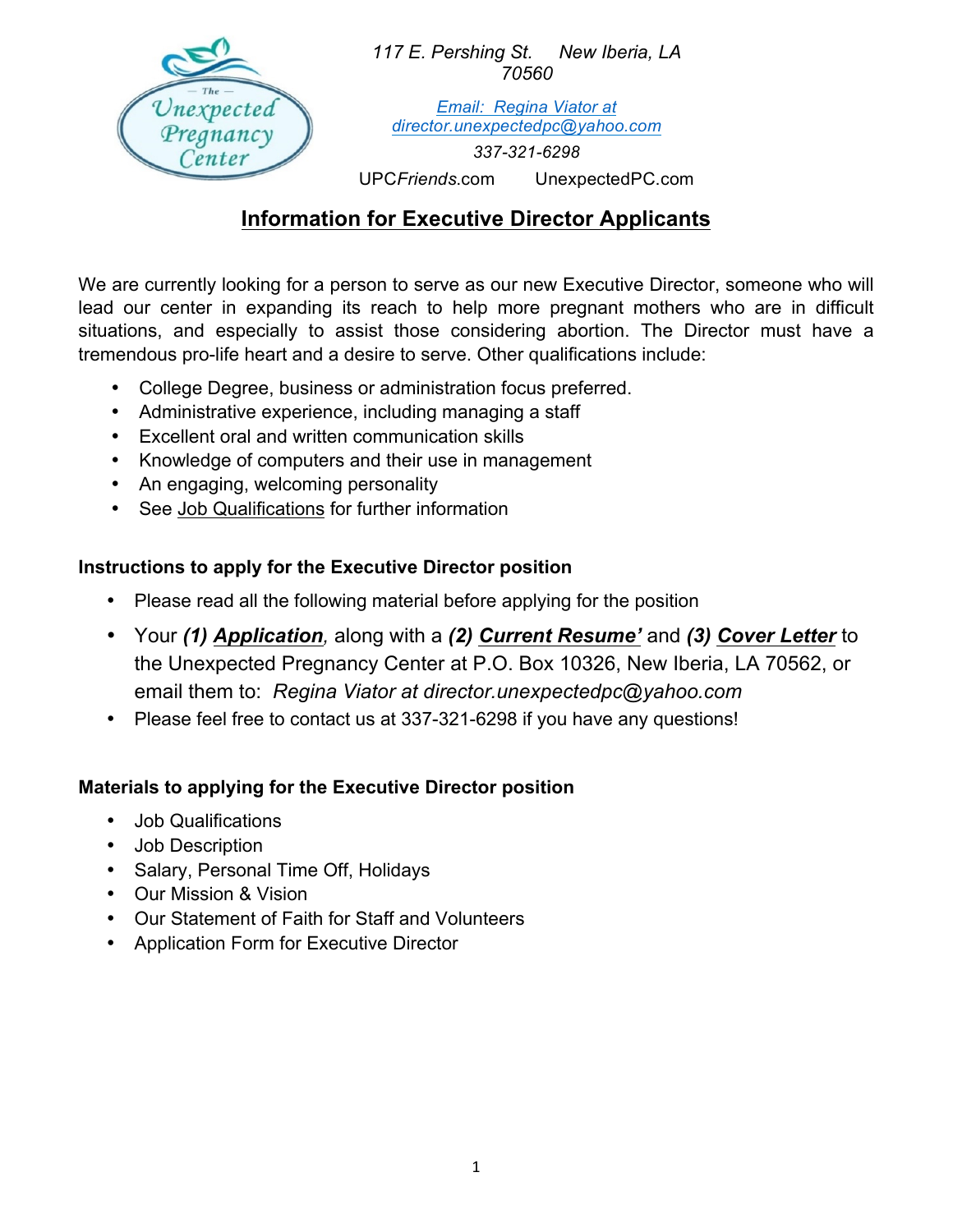*117 E. Pershing St.     New Iberia, LA 70560*

[*Email: Regina Viator at director.unexpectedpc@yahoo.com*](mailto:director.unexpectedpc@yahoo.com)

*337-321-6298*

UPC*Friends*.com     UnexpectedPC.com

# Information for Executive Director Applicants

We are currently looking for a person to serve as our new Executive Director, someone who will lead our center in expanding its reach to help more pregnant mothers who are in difficult situations, and especially to assist those considering abortion. The Director must have a tremendous pro-life heart and a desire to serve. Other qualifications include:

- College Degree, business or administration focus preferred.
- Administrative experience, including managing a staff
- Excellent oral and written communication skills
- Knowledge of computers and their use in management
- An engaging, welcoming personality
- See Job Qualifications for further information

### Instructions to apply for the Executive Director position

- Please read all the following material before applying for the position
- Your ***(1) Application***, along with a ***(2) Current Resume'*** and ***(3) Cover Letter*** to the Unexpected Pregnancy Center at P.O. Box 10326, New Iberia, LA 70562, or email them to: *Regina Viator at director.unexpectedpc@yahoo.com*
- Please feel free to contact us at 337-321-6298 if you have any questions!

### Materials to applying for the Executive Director position

- Job Qualifications
- Job Description
- Salary, Personal Time Off, Holidays
- Our Mission & Vision
- Our Statement of Faith for Staff and Volunteers
- Application Form for Executive Director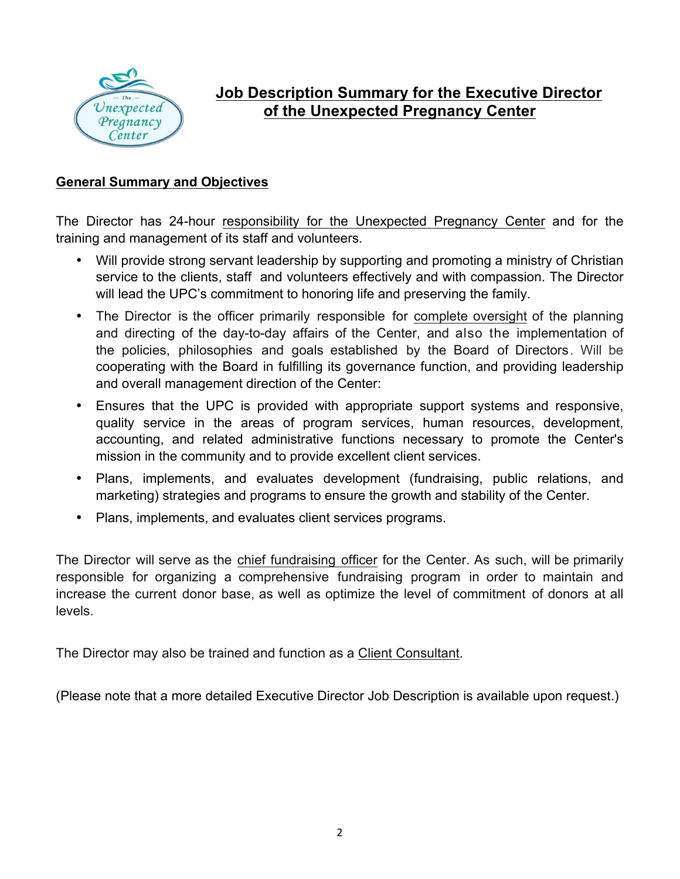# Job Description Summary for the Executive Director of the Unexpected Pregnancy Center

## General Summary and Objectives

The Director has 24-hour responsibility for the Unexpected Pregnancy Center and for the training and management of its staff and volunteers.

- Will provide strong servant leadership by supporting and promoting a ministry of Christian service to the clients, staff and volunteers effectively and with compassion. The Director will lead the UPC's commitment to honoring life and preserving the family.
- The Director is the officer primarily responsible for complete oversight of the planning and directing of the day-to-day affairs of the Center, and also the implementation of the policies, philosophies and goals established by the Board of Directors. Will be cooperating with the Board in fulfilling its governance function, and providing leadership and overall management direction of the Center:
- Ensures that the UPC is provided with appropriate support systems and responsive, quality service in the areas of program services, human resources, development, accounting, and related administrative functions necessary to promote the Center's mission in the community and to provide excellent client services.
- Plans, implements, and evaluates development (fundraising, public relations, and marketing) strategies and programs to ensure the growth and stability of the Center.
- Plans, implements, and evaluates client services programs.

The Director will serve as the chief fundraising officer for the Center. As such, will be primarily responsible for organizing a comprehensive fundraising program in order to maintain and increase the current donor base, as well as optimize the level of commitment of donors at all levels.

The Director may also be trained and function as a Client Consultant.

(Please note that a more detailed Executive Director Job Description is available upon request.)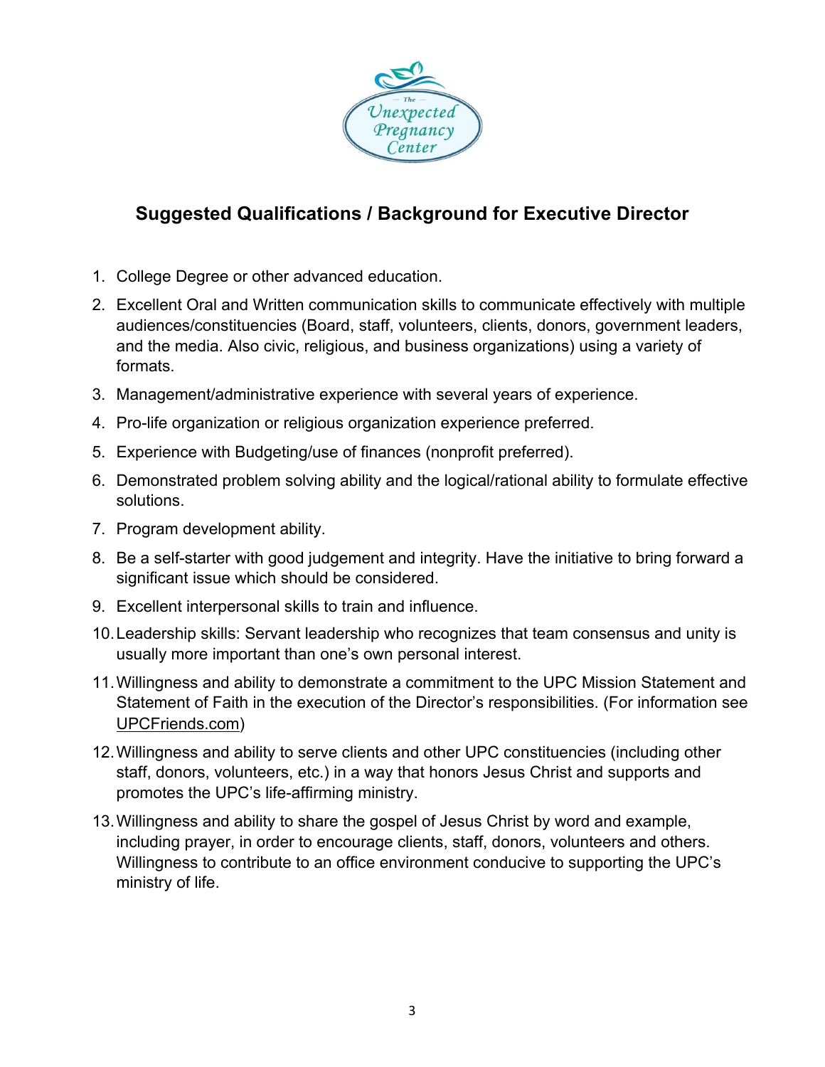## Suggested Qualifications / Background for Executive Director

1. College Degree or other advanced education.
2. Excellent Oral and Written communication skills to communicate effectively with multiple audiences/constituencies (Board, staff, volunteers, clients, donors, government leaders, and the media. Also civic, religious, and business organizations) using a variety of formats.
3. Management/administrative experience with several years of experience.
4. Pro-life organization or religious organization experience preferred.
5. Experience with Budgeting/use of finances (nonprofit preferred).
6. Demonstrated problem solving ability and the logical/rational ability to formulate effective solutions.
7. Program development ability.
8. Be a self-starter with good judgement and integrity. Have the initiative to bring forward a significant issue which should be considered.
9. Excellent interpersonal skills to train and influence.
10. Leadership skills: Servant leadership who recognizes that team consensus and unity is usually more important than one's own personal interest.
11. Willingness and ability to demonstrate a commitment to the UPC Mission Statement and Statement of Faith in the execution of the Director's responsibilities. (For information see UPCFriends.com)
12. Willingness and ability to serve clients and other UPC constituencies (including other staff, donors, volunteers, etc.) in a way that honors Jesus Christ and supports and promotes the UPC's life-affirming ministry.
13. Willingness and ability to share the gospel of Jesus Christ by word and example, including prayer, in order to encourage clients, staff, donors, volunteers and others. Willingness to contribute to an office environment conducive to supporting the UPC's ministry of life.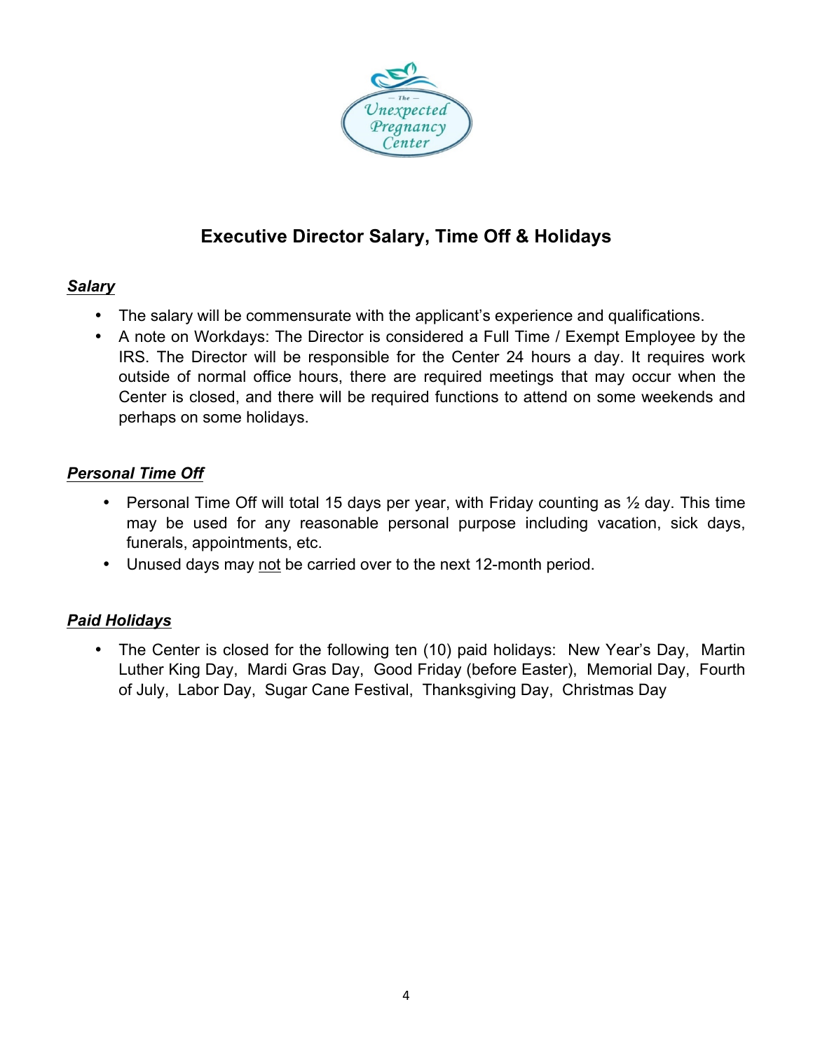# Executive Director Salary, Time Off & Holidays

***Salary***

- The salary will be commensurate with the applicant's experience and qualifications.
- A note on Workdays: The Director is considered a Full Time / Exempt Employee by the IRS. The Director will be responsible for the Center 24 hours a day. It requires work outside of normal office hours, there are required meetings that may occur when the Center is closed, and there will be required functions to attend on some weekends and perhaps on some holidays.

***Personal Time Off***

- Personal Time Off will total 15 days per year, with Friday counting as ½ day. This time may be used for any reasonable personal purpose including vacation, sick days, funerals, appointments, etc.
- Unused days may not be carried over to the next 12-month period.

***Paid Holidays***

- The Center is closed for the following ten (10) paid holidays: New Year's Day, Martin Luther King Day, Mardi Gras Day, Good Friday (before Easter), Memorial Day, Fourth of July, Labor Day, Sugar Cane Festival, Thanksgiving Day, Christmas Day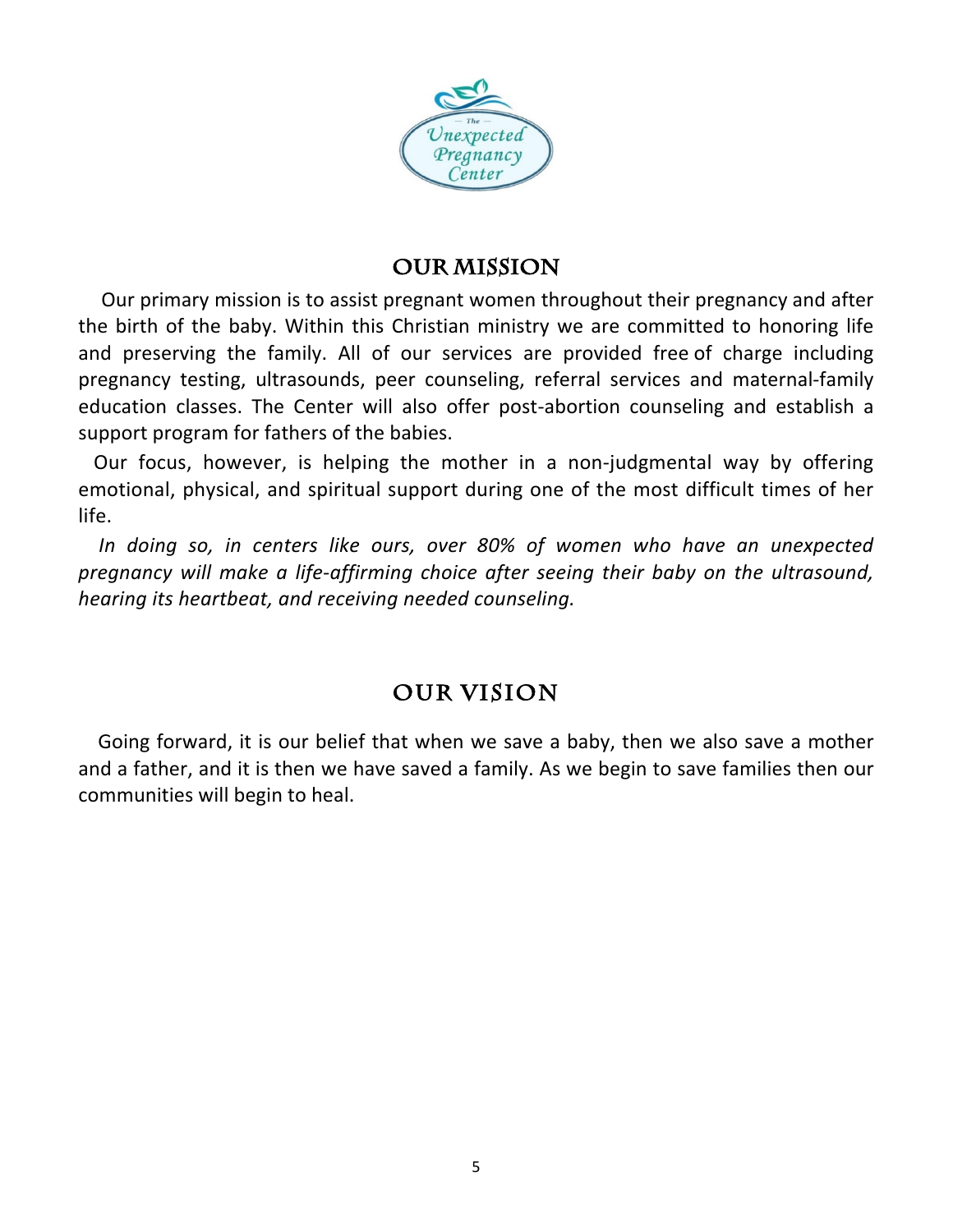## OUR MISSION

Our primary mission is to assist pregnant women throughout their pregnancy and after the birth of the baby. Within this Christian ministry we are committed to honoring life and preserving the family. All of our services are provided free of charge including pregnancy testing, ultrasounds, peer counseling, referral services and maternal-family education classes. The Center will also offer post-abortion counseling and establish a support program for fathers of the babies.

Our focus, however, is helping the mother in a non-judgmental way by offering emotional, physical, and spiritual support during one of the most difficult times of her life.

*In doing so, in centers like ours, over 80% of women who have an unexpected pregnancy will make a life-affirming choice after seeing their baby on the ultrasound, hearing its heartbeat, and receiving needed counseling.*

## OUR VISION

Going forward, it is our belief that when we save a baby, then we also save a mother and a father, and it is then we have saved a family. As we begin to save families then our communities will begin to heal.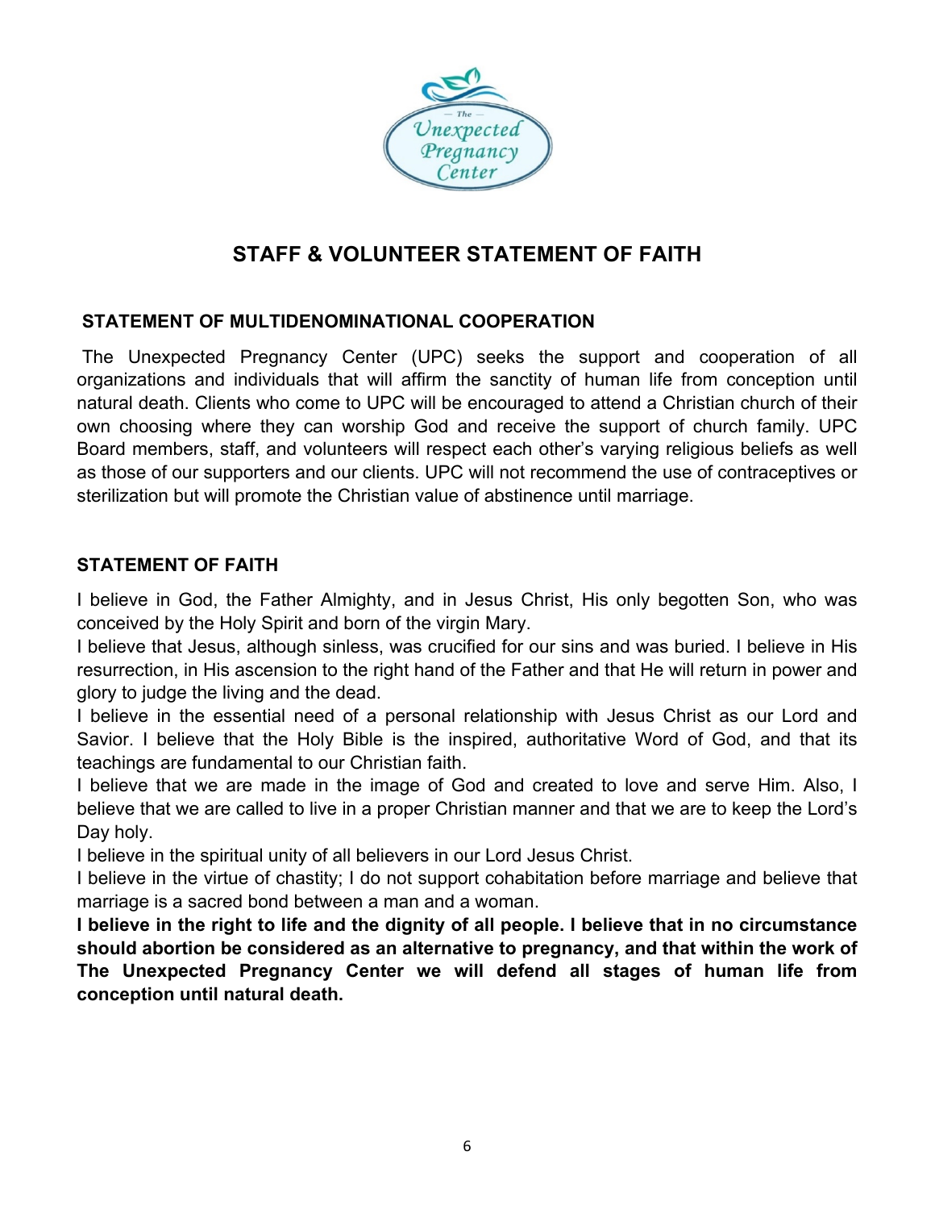# STAFF & VOLUNTEER STATEMENT OF FAITH

## STATEMENT OF MULTIDENOMINATIONAL COOPERATION

The Unexpected Pregnancy Center (UPC) seeks the support and cooperation of all organizations and individuals that will affirm the sanctity of human life from conception until natural death. Clients who come to UPC will be encouraged to attend a Christian church of their own choosing where they can worship God and receive the support of church family. UPC Board members, staff, and volunteers will respect each other's varying religious beliefs as well as those of our supporters and our clients. UPC will not recommend the use of contraceptives or sterilization but will promote the Christian value of abstinence until marriage.

## STATEMENT OF FAITH

I believe in God, the Father Almighty, and in Jesus Christ, His only begotten Son, who was conceived by the Holy Spirit and born of the virgin Mary.

I believe that Jesus, although sinless, was crucified for our sins and was buried. I believe in His resurrection, in His ascension to the right hand of the Father and that He will return in power and glory to judge the living and the dead.

I believe in the essential need of a personal relationship with Jesus Christ as our Lord and Savior. I believe that the Holy Bible is the inspired, authoritative Word of God, and that its teachings are fundamental to our Christian faith.

I believe that we are made in the image of God and created to love and serve Him. Also, I believe that we are called to live in a proper Christian manner and that we are to keep the Lord's Day holy.

I believe in the spiritual unity of all believers in our Lord Jesus Christ.

I believe in the virtue of chastity; I do not support cohabitation before marriage and believe that marriage is a sacred bond between a man and a woman.

**I believe in the right to life and the dignity of all people. I believe that in no circumstance should abortion be considered as an alternative to pregnancy, and that within the work of The Unexpected Pregnancy Center we will defend all stages of human life from conception until natural death.**